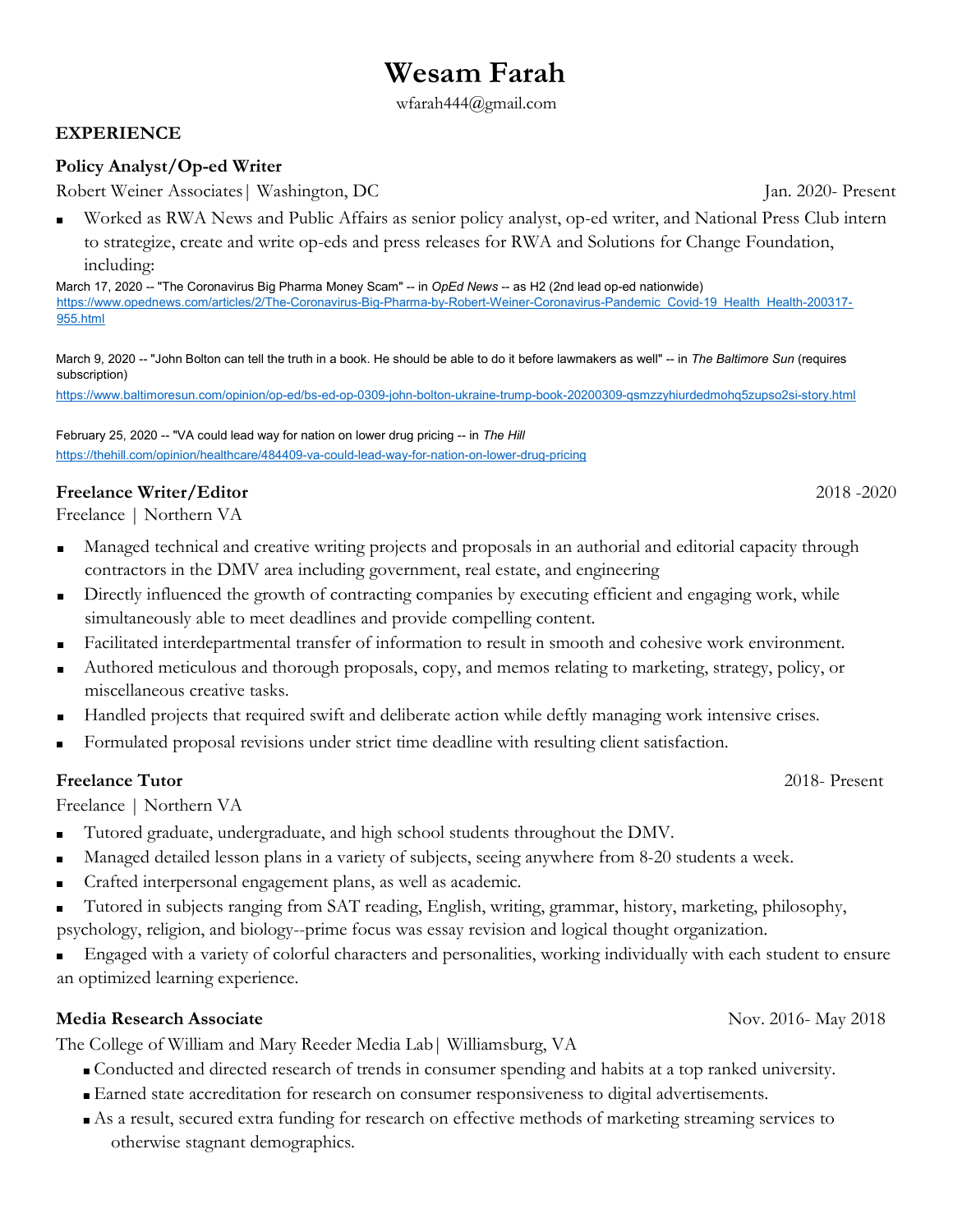# Wesam Farah

wfarah444@gmail.com

## EXPERIENCE

### Policy Analyst/Op-ed Writer

Robert Weiner Associates| Washington, DC — Jan. 2020- Present

- Worked as RWA News and Public Affairs as senior policy analyst, op-ed writer, and National Press Club intern to strategize, create and write op-eds and press releases for RWA and Solutions for Change Foundation, including:

March 17, 2020 -- "The Coronavirus Big Pharma Money Scam" -- in *OpEd News* -- as H2 (2nd lead op-ed nationwide)
https://www.opednews.com/articles/2/The-Coronavirus-Big-Pharma-by-Robert-Weiner-Coronavirus-Pandemic_Covid-19_Health_Health-200317-955.html

March 9, 2020 -- "John Bolton can tell the truth in a book. He should be able to do it before lawmakers as well" -- in *The Baltimore Sun* (requires subscription)
https://www.baltimoresun.com/opinion/op-ed/bs-ed-op-0309-john-bolton-ukraine-trump-book-20200309-qsmzzyhiurdedmohq5zupso2si-story.html

February 25, 2020 -- "VA could lead way for nation on lower drug pricing -- in *The Hill*
https://thehill.com/opinion/healthcare/484409-va-could-lead-way-for-nation-on-lower-drug-pricing

### Freelance Writer/Editor

Freelance | Northern VA — 2018 -2020

- Managed technical and creative writing projects and proposals in an authorial and editorial capacity through contractors in the DMV area including government, real estate, and engineering
- Directly influenced the growth of contracting companies by executing efficient and engaging work, while simultaneously able to meet deadlines and provide compelling content.
- Facilitated interdepartmental transfer of information to result in smooth and cohesive work environment.
- Authored meticulous and thorough proposals, copy, and memos relating to marketing, strategy, policy, or miscellaneous creative tasks.
- Handled projects that required swift and deliberate action while deftly managing work intensive crises.
- Formulated proposal revisions under strict time deadline with resulting client satisfaction.

### Freelance Tutor

Freelance | Northern VA — 2018- Present

- Tutored graduate, undergraduate, and high school students throughout the DMV.
- Managed detailed lesson plans in a variety of subjects, seeing anywhere from 8-20 students a week.
- Crafted interpersonal engagement plans, as well as academic.
- Tutored in subjects ranging from SAT reading, English, writing, grammar, history, marketing, philosophy, psychology, religion, and biology--prime focus was essay revision and logical thought organization.
- Engaged with a variety of colorful characters and personalities, working individually with each student to ensure an optimized learning experience.

### Media Research Associate

The College of William and Mary Reeder Media Lab| Williamsburg, VA — Nov. 2016- May 2018

- Conducted and directed research of trends in consumer spending and habits at a top ranked university.
- Earned state accreditation for research on consumer responsiveness to digital advertisements.
- As a result, secured extra funding for research on effective methods of marketing streaming services to otherwise stagnant demographics.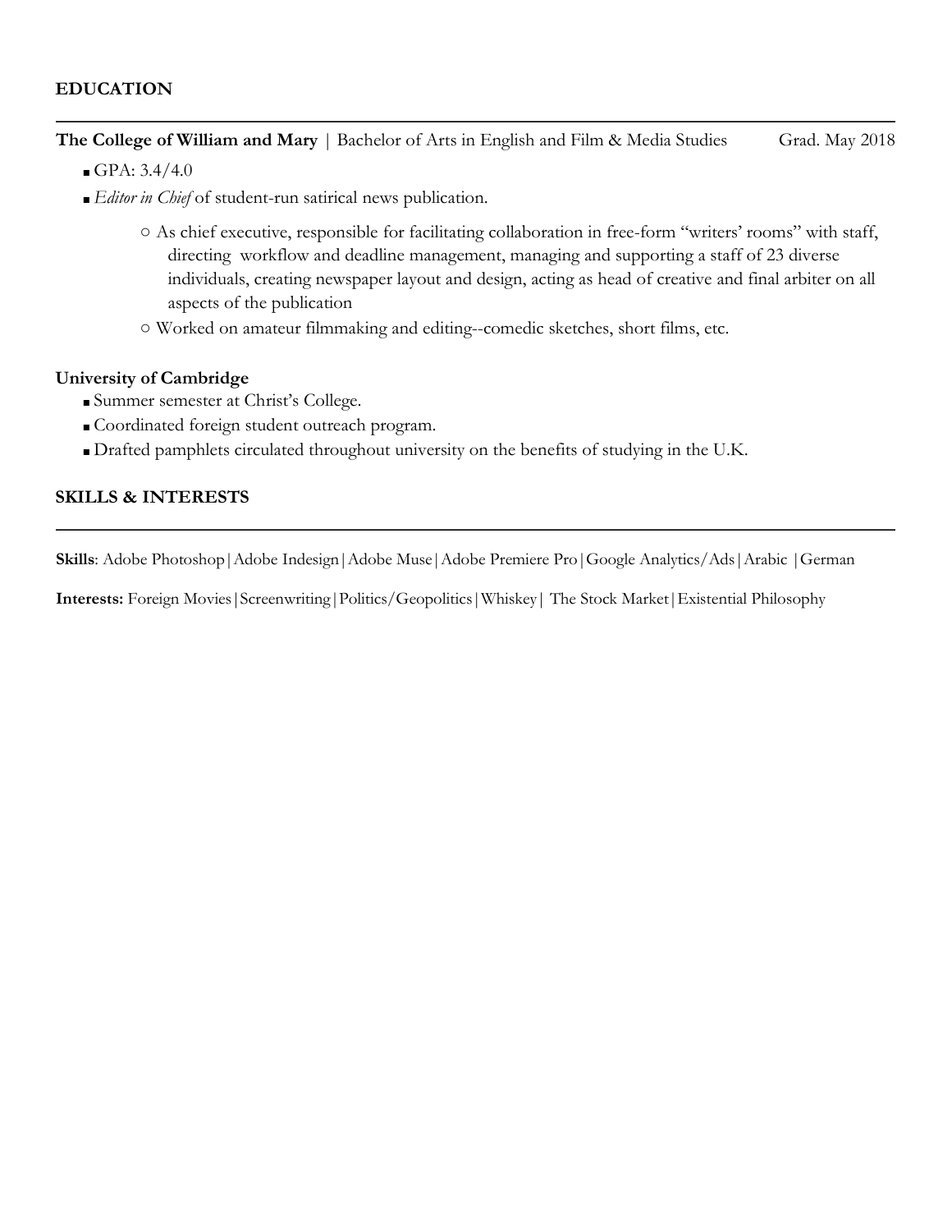## EDUCATION

**The College of William and Mary** | Bachelor of Arts in English and Film & Media Studies Grad. May 2018

- GPA: 3.4/4.0
- *Editor in Chief* of student-run satirical news publication.
  - As chief executive, responsible for facilitating collaboration in free-form "writers' rooms" with staff, directing workflow and deadline management, managing and supporting a staff of 23 diverse individuals, creating newspaper layout and design, acting as head of creative and final arbiter on all aspects of the publication
  - Worked on amateur filmmaking and editing--comedic sketches, short films, etc.

**University of Cambridge**

- Summer semester at Christ's College.
- Coordinated foreign student outreach program.
- Drafted pamphlets circulated throughout university on the benefits of studying in the U.K.

## SKILLS & INTERESTS

**Skills**: Adobe Photoshop | Adobe Indesign | Adobe Muse | Adobe Premiere Pro | Google Analytics/Ads | Arabic | German

**Interests:** Foreign Movies | Screenwriting | Politics/Geopolitics | Whiskey | The Stock Market | Existential Philosophy